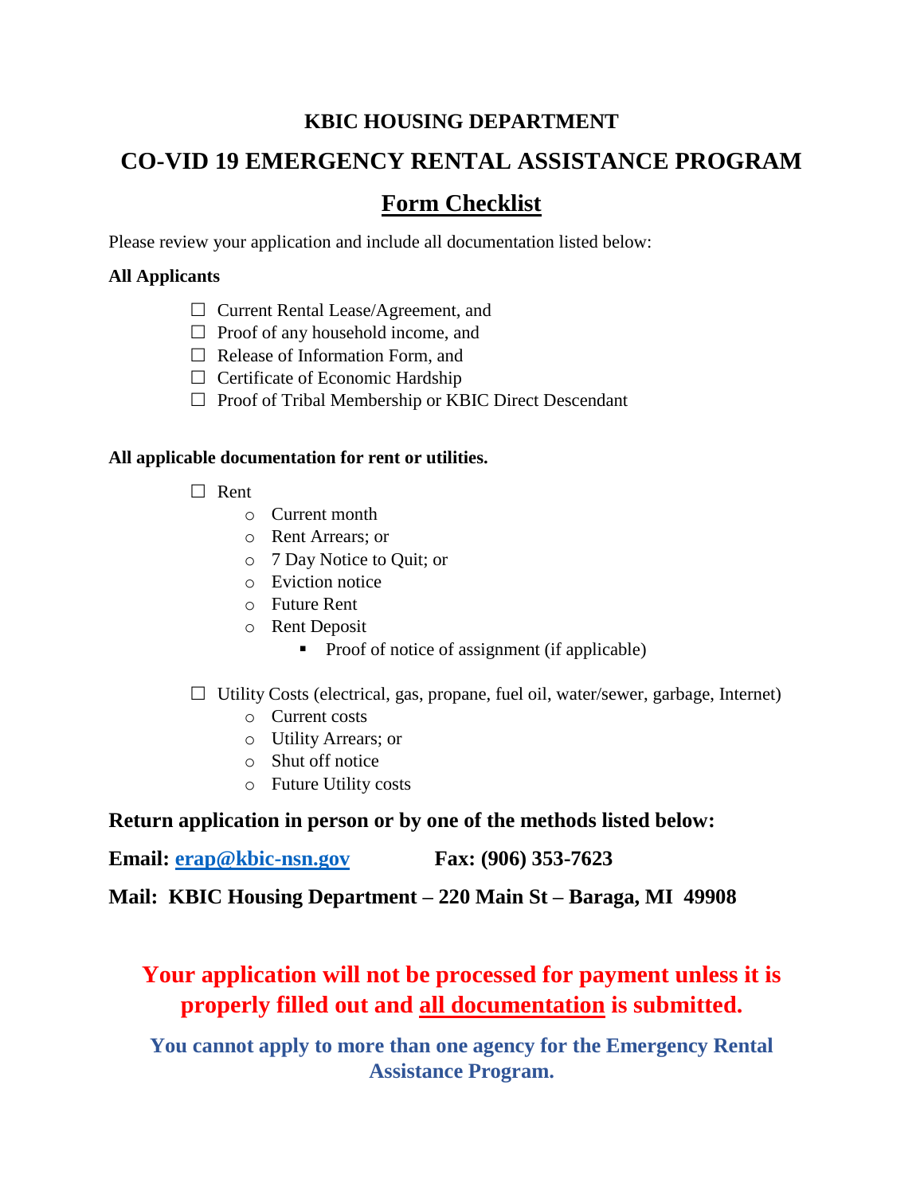## KBIC HOUSING DEPARTMENT

# CO-VID 19 EMERGENCY RENTAL ASSISTANCE PROGRAM

## Form Checklist

Please review your application and include all documentation listed below:

**All Applicants**

- ☐ Current Rental Lease/Agreement, and
- ☐ Proof of any household income, and
- ☐ Release of Information Form, and
- ☐ Certificate of Economic Hardship
- ☐ Proof of Tribal Membership or KBIC Direct Descendant

**All applicable documentation for rent or utilities.**

- ☐ Rent
  - Current month
  - Rent Arrears; or
  - 7 Day Notice to Quit; or
  - Eviction notice
  - Future Rent
  - Rent Deposit
    - Proof of notice of assignment (if applicable)

- ☐ Utility Costs (electrical, gas, propane, fuel oil, water/sewer, garbage, Internet)
  - Current costs
  - Utility Arrears; or
  - Shut off notice
  - Future Utility costs

**Return application in person or by one of the methods listed below:**

**Email: erap@kbic-nsn.gov** **Fax: (906) 353-7623**

**Mail: KBIC Housing Department – 220 Main St – Baraga, MI 49908**

**Your application will not be processed for payment unless it is properly filled out and all documentation is submitted.**

**You cannot apply to more than one agency for the Emergency Rental Assistance Program.**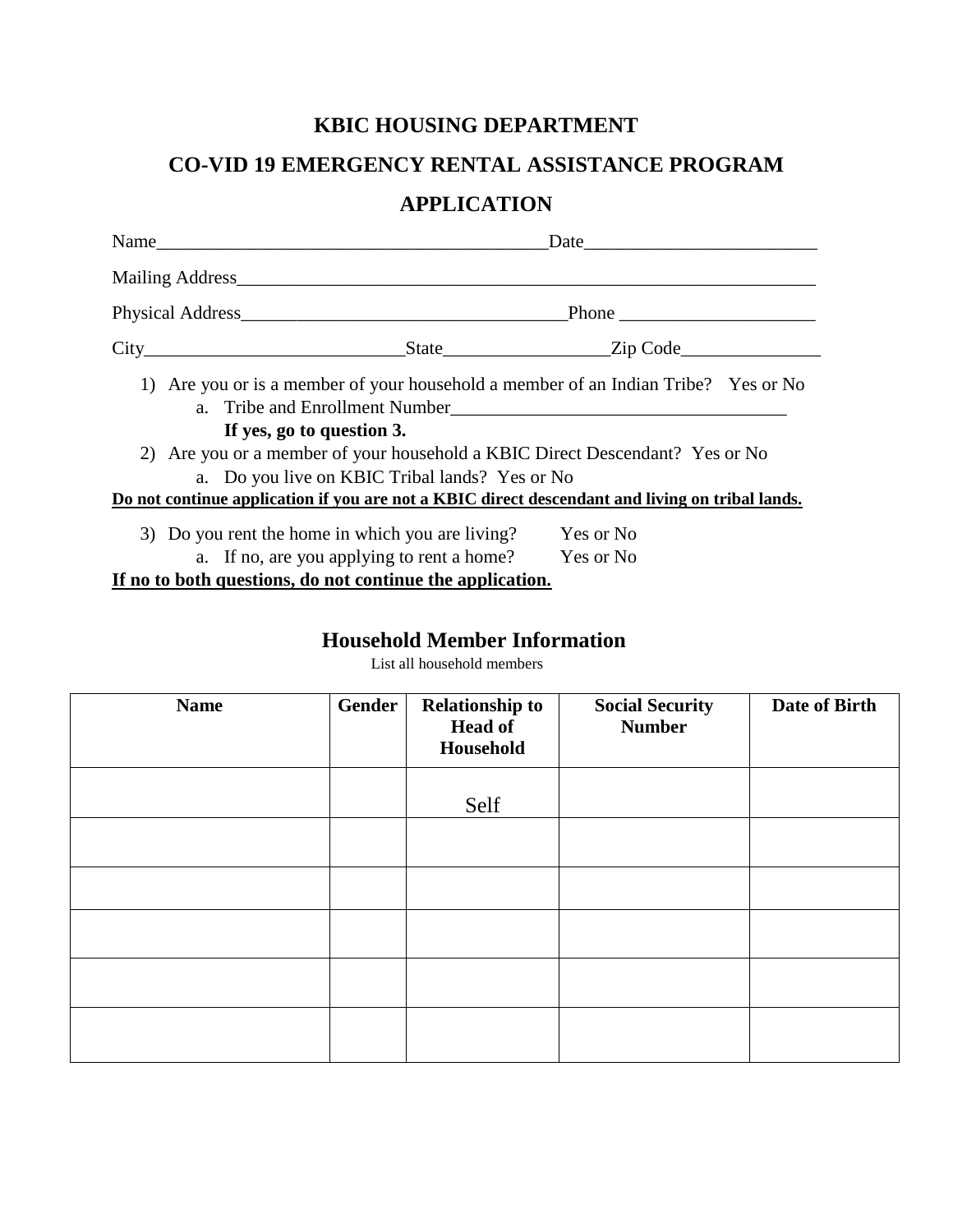# KBIC HOUSING DEPARTMENT

## CO-VID 19 EMERGENCY RENTAL ASSISTANCE PROGRAM

## APPLICATION

Name_________________________________________Date________________________

Mailing Address______________________________________________________________

Physical Address__________________________________Phone ____________________

City___________________________State_________________Zip Code_______________

1) Are you or is a member of your household a member of an Indian Tribe? Yes or No
   a. Tribe and Enrollment Number____________________________________

   **If yes, go to question 3.**
2) Are you or a member of your household a KBIC Direct Descendant? Yes or No
   a. Do you live on KBIC Tribal lands? Yes or No

**Do not continue application if you are not a KBIC direct descendant and living on tribal lands.**

3) Do you rent the home in which you are living? Yes or No
   a. If no, are you applying to rent a home? Yes or No

**If no to both questions, do not continue the application.**

### Household Member Information

List all household members

| Name | Gender | Relationship to Head of Household | Social Security Number | Date of Birth |
|---|---|---|---|---|
| | | Self | | |
| | | | | |
| | | | | |
| | | | | |
| | | | | |
| | | | | |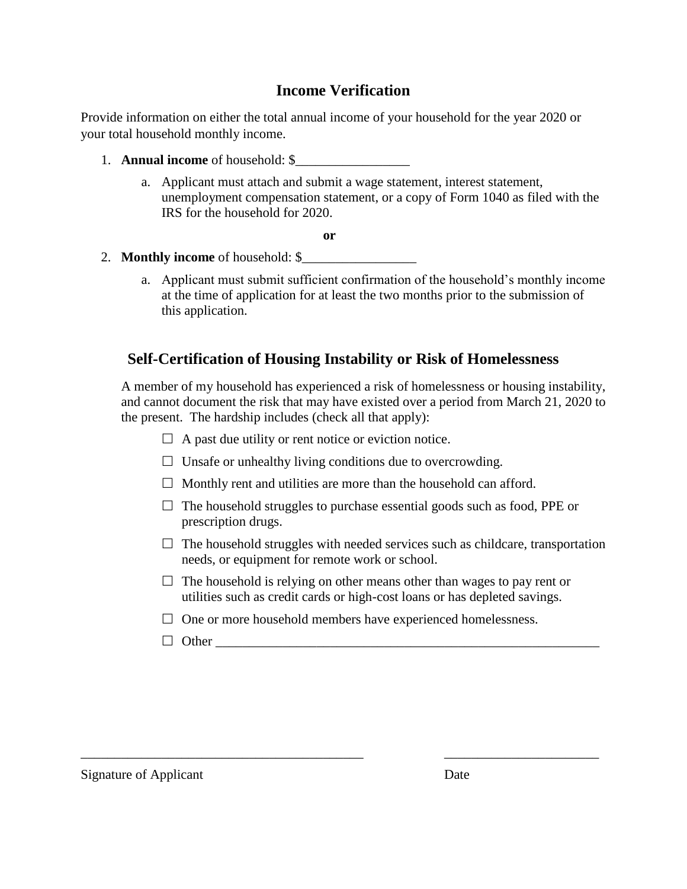## Income Verification

Provide information on either the total annual income of your household for the year 2020 or your total household monthly income.

1. **Annual income** of household: $_________________
   a. Applicant must attach and submit a wage statement, interest statement, unemployment compensation statement, or a copy of Form 1040 as filed with the IRS for the household for 2020.

**or**

2. **Monthly income** of household: $_________________
   a. Applicant must submit sufficient confirmation of the household's monthly income at the time of application for at least the two months prior to the submission of this application.

## Self-Certification of Housing Instability or Risk of Homelessness

A member of my household has experienced a risk of homelessness or housing instability, and cannot document the risk that may have existed over a period from March 21, 2020 to the present. The hardship includes (check all that apply):

☐ A past due utility or rent notice or eviction notice.

☐ Unsafe or unhealthy living conditions due to overcrowding.

☐ Monthly rent and utilities are more than the household can afford.

☐ The household struggles to purchase essential goods such as food, PPE or prescription drugs.

☐ The household struggles with needed services such as childcare, transportation needs, or equipment for remote work or school.

☐ The household is relying on other means other than wages to pay rent or utilities such as credit cards or high-cost loans or has depleted savings.

☐ One or more household members have experienced homelessness.

☐ Other ____________________________________________________________

_____________________________________________ _______________________

Signature of Applicant Date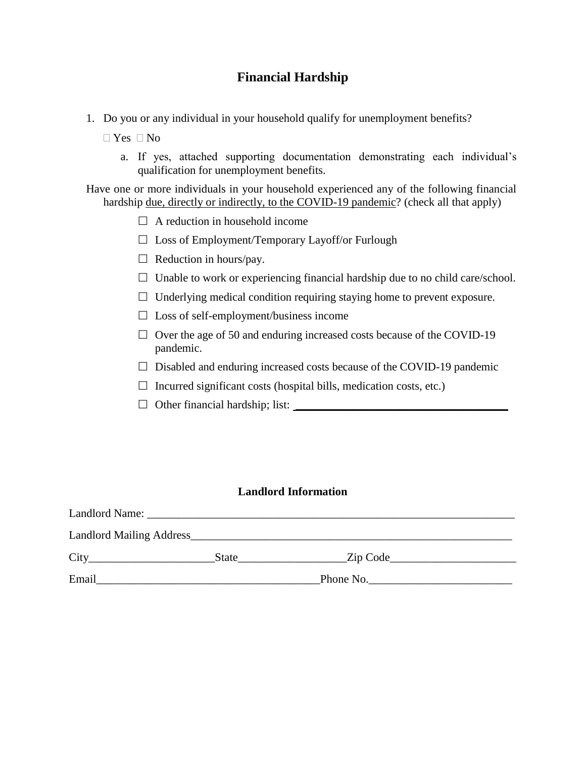## Financial Hardship

1. Do you or any individual in your household qualify for unemployment benefits?

   ☐ Yes ☐ No

   a. If yes, attached supporting documentation demonstrating each individual's qualification for unemployment benefits.

Have one or more individuals in your household experienced any of the following financial hardship due, directly or indirectly, to the COVID-19 pandemic? (check all that apply)

- ☐ A reduction in household income
- ☐ Loss of Employment/Temporary Layoff/or Furlough
- ☐ Reduction in hours/pay.
- ☐ Unable to work or experiencing financial hardship due to no child care/school.
- ☐ Underlying medical condition requiring staying home to prevent exposure.
- ☐ Loss of self-employment/business income
- ☐ Over the age of 50 and enduring increased costs because of the COVID-19 pandemic.
- ☐ Disabled and enduring increased costs because of the COVID-19 pandemic
- ☐ Incurred significant costs (hospital bills, medication costs, etc.)
- ☐ Other financial hardship; list: ______________________________________

### Landlord Information

Landlord Name: ____________________________________________________________

Landlord Mailing Address____________________________________________________

City_____________________State__________________Zip Code_____________________

Email_______________________________________Phone No.________________________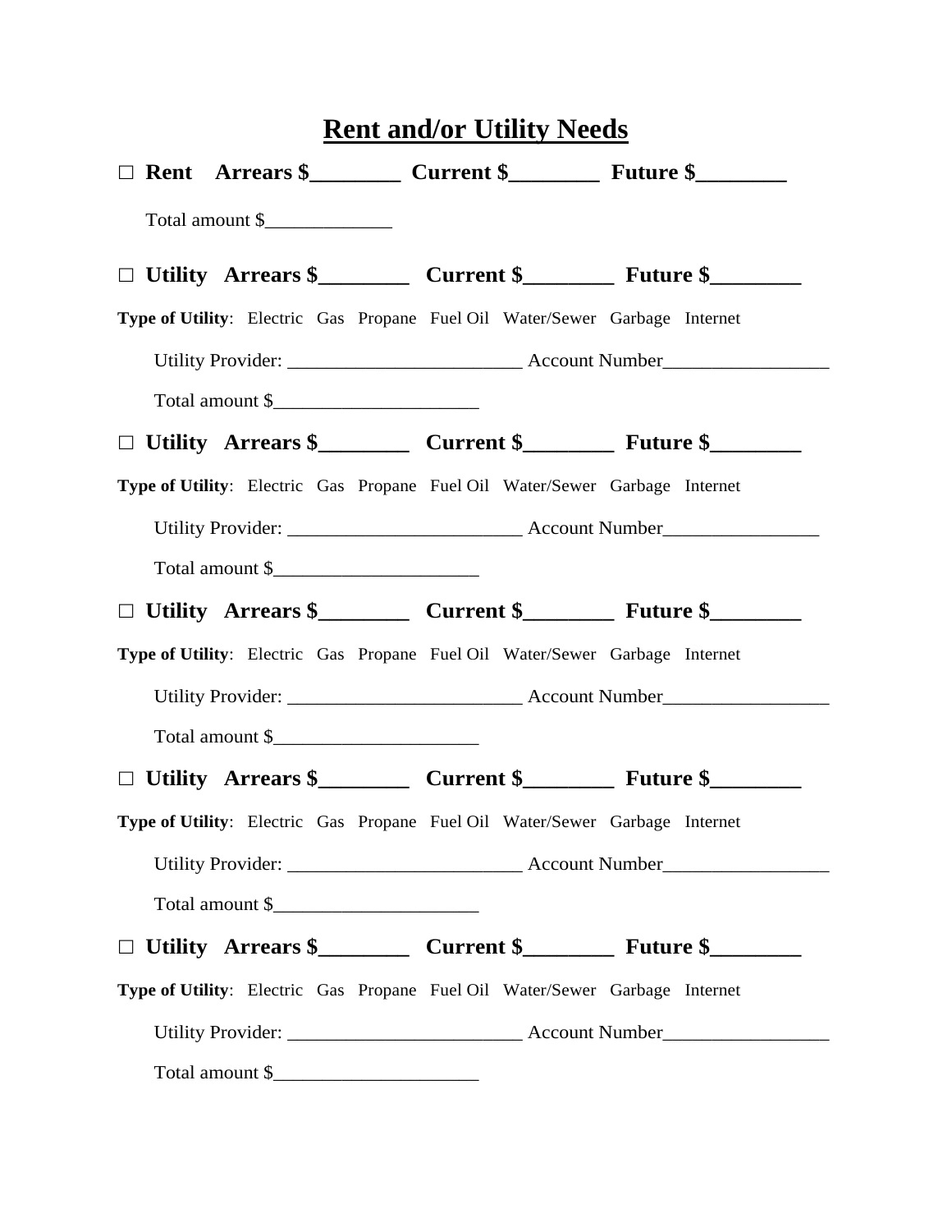# Rent and/or Utility Needs

□ **Rent Arrears $________ Current $________ Future $________**

Total amount $_____________

□ **Utility Arrears $________ Current $________ Future $________**

**Type of Utility**: Electric Gas Propane Fuel Oil Water/Sewer Garbage Internet

Utility Provider: ________________________ Account Number_________________

Total amount $_____________________

□ **Utility Arrears $________ Current $________ Future $________**

**Type of Utility**: Electric Gas Propane Fuel Oil Water/Sewer Garbage Internet

Utility Provider: ________________________ Account Number________________

Total amount $_____________________

□ **Utility Arrears $________ Current $________ Future $________**

**Type of Utility**: Electric Gas Propane Fuel Oil Water/Sewer Garbage Internet

Utility Provider: ________________________ Account Number_________________

Total amount $_____________________

□ **Utility Arrears $________ Current $________ Future $________**

**Type of Utility**: Electric Gas Propane Fuel Oil Water/Sewer Garbage Internet

Utility Provider: ________________________ Account Number_________________

Total amount $_____________________

□ **Utility Arrears $________ Current $________ Future $________**

**Type of Utility**: Electric Gas Propane Fuel Oil Water/Sewer Garbage Internet

Utility Provider: ________________________ Account Number_________________

Total amount $_____________________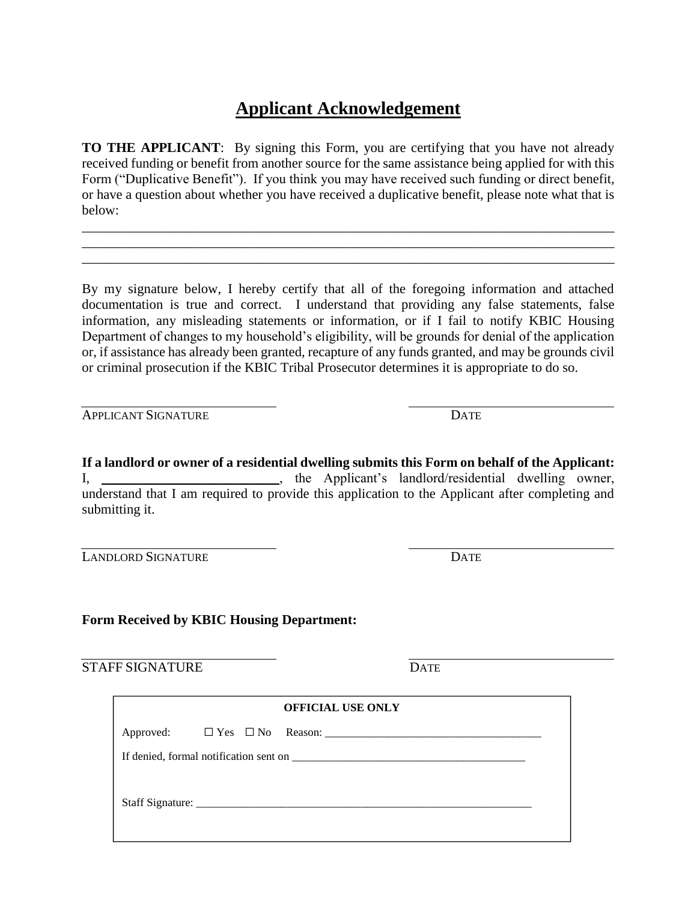# Applicant Acknowledgement

**TO THE APPLICANT**: By signing this Form, you are certifying that you have not already received funding or benefit from another source for the same assistance being applied for with this Form ("Duplicative Benefit"). If you think you may have received such funding or direct benefit, or have a question about whether you have received a duplicative benefit, please note what that is below:

_______________________________________________________________________________

_______________________________________________________________________________

_______________________________________________________________________________

By my signature below, I hereby certify that all of the foregoing information and attached documentation is true and correct. I understand that providing any false statements, false information, any misleading statements or information, or if I fail to notify KBIC Housing Department of changes to my household's eligibility, will be grounds for denial of the application or, if assistance has already been granted, recapture of any funds granted, and may be grounds civil or criminal prosecution if the KBIC Tribal Prosecutor determines it is appropriate to do so.

______________________________ ______________________________

APPLICANT SIGNATURE DATE

**If a landlord or owner of a residential dwelling submits this Form on behalf of the Applicant:**
I, ________________________, the Applicant's landlord/residential dwelling owner, understand that I am required to provide this application to the Applicant after completing and submitting it.

______________________________ ______________________________

LANDLORD SIGNATURE DATE

**Form Received by KBIC Housing Department:**

______________________________ ______________________________

STAFF SIGNATURE DATE

| **OFFICIAL USE ONLY** |
| --- |
| Approved: ☐ Yes ☐ No Reason: ______________________________________ |
| If denied, formal notification sent on ________________________________________ |
| Staff Signature: ____________________________________________________________ |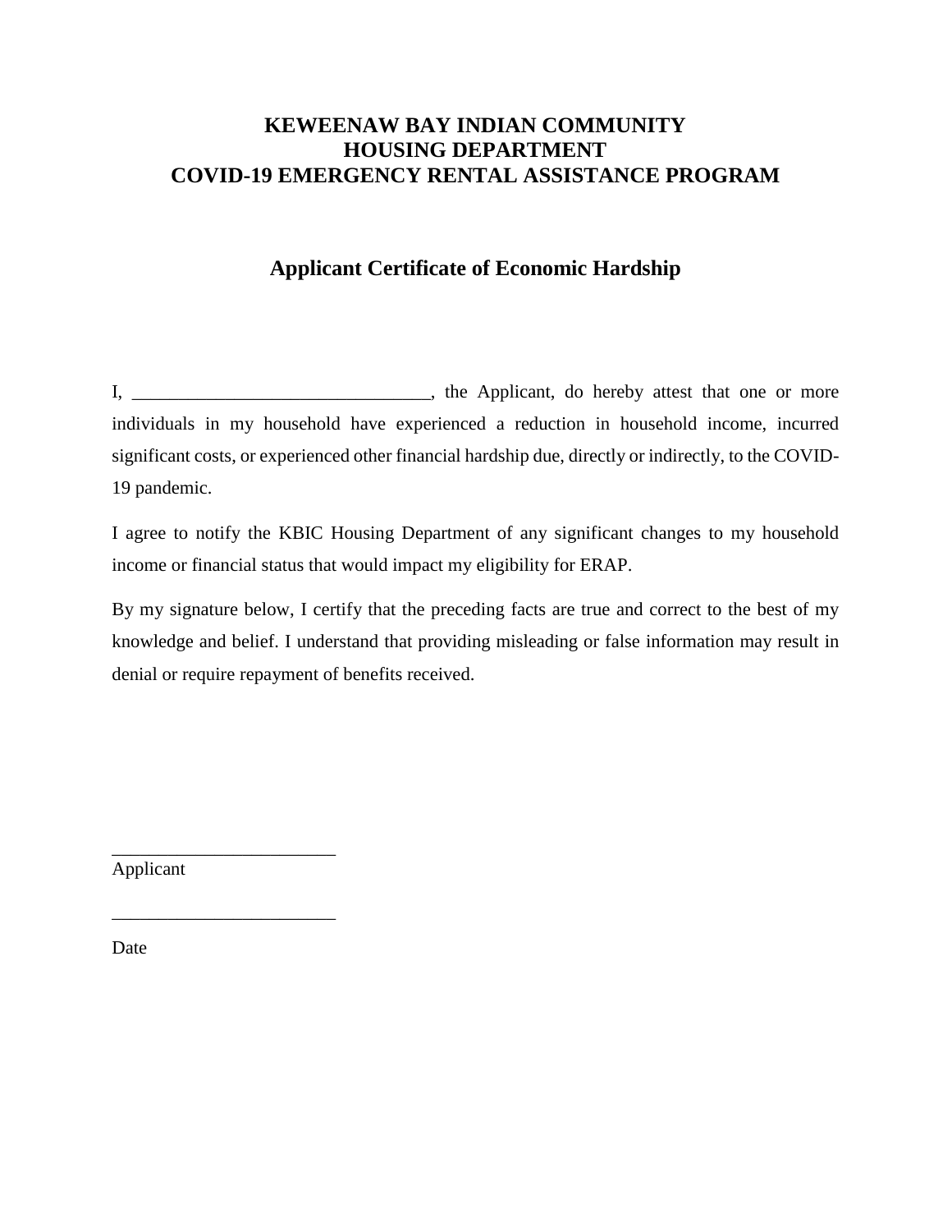# KEWEENAW BAY INDIAN COMMUNITY
# HOUSING DEPARTMENT
# COVID-19 EMERGENCY RENTAL ASSISTANCE PROGRAM

## Applicant Certificate of Economic Hardship

I, ________________________________, the Applicant, do hereby attest that one or more individuals in my household have experienced a reduction in household income, incurred significant costs, or experienced other financial hardship due, directly or indirectly, to the COVID-19 pandemic.

I agree to notify the KBIC Housing Department of any significant changes to my household income or financial status that would impact my eligibility for ERAP.

By my signature below, I certify that the preceding facts are true and correct to the best of my knowledge and belief. I understand that providing misleading or false information may result in denial or require repayment of benefits received.

________________________
Applicant

________________________
Date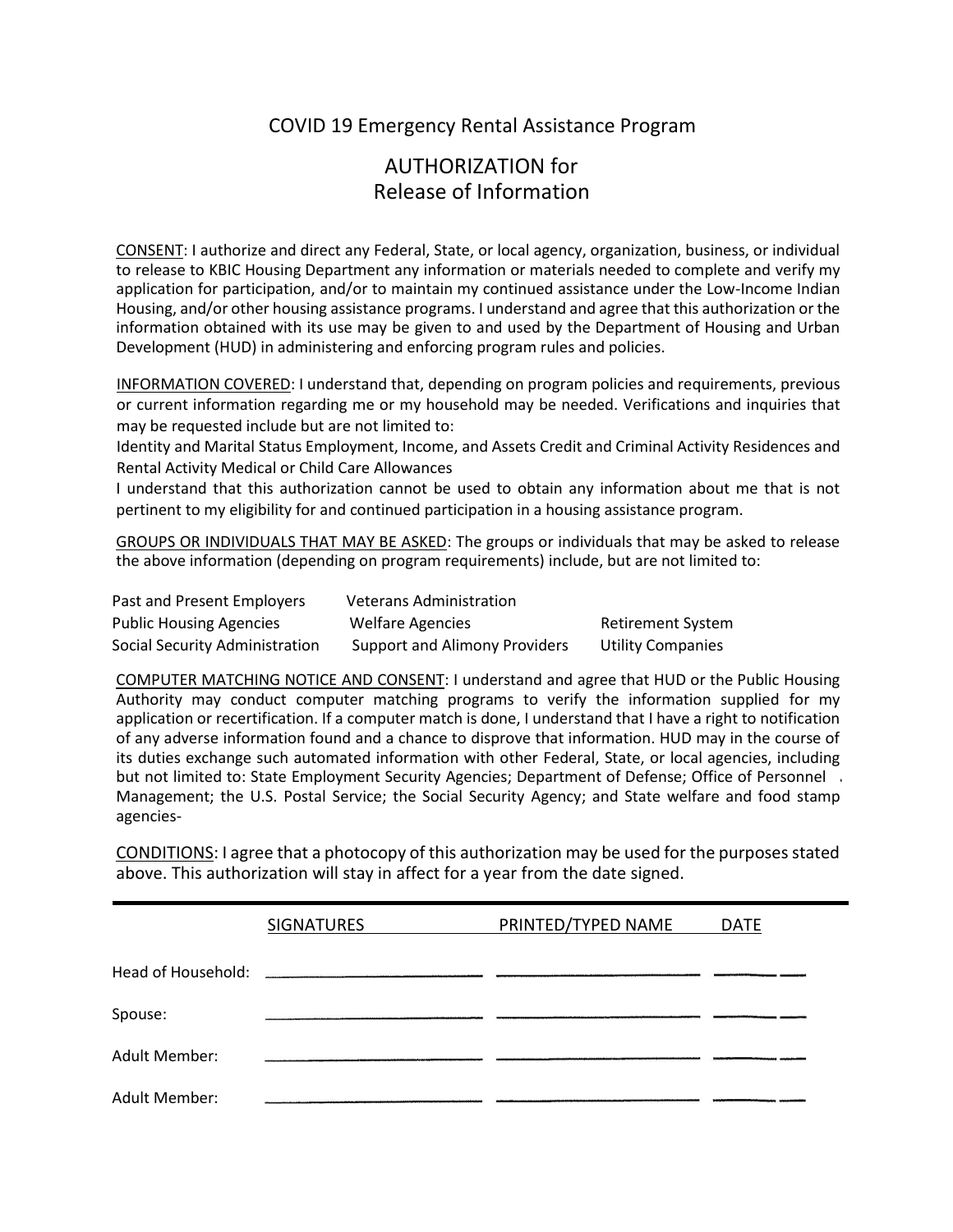# COVID 19 Emergency Rental Assistance Program

## AUTHORIZATION for Release of Information

CONSENT: I authorize and direct any Federal, State, or local agency, organization, business, or individual to release to KBIC Housing Department any information or materials needed to complete and verify my application for participation, and/or to maintain my continued assistance under the Low-Income Indian Housing, and/or other housing assistance programs. I understand and agree that this authorization or the information obtained with its use may be given to and used by the Department of Housing and Urban Development (HUD) in administering and enforcing program rules and policies.

INFORMATION COVERED: I understand that, depending on program policies and requirements, previous or current information regarding me or my household may be needed. Verifications and inquiries that may be requested include but are not limited to:

Identity and Marital Status Employment, Income, and Assets Credit and Criminal Activity Residences and Rental Activity Medical or Child Care Allowances

I understand that this authorization cannot be used to obtain any information about me that is not pertinent to my eligibility for and continued participation in a housing assistance program.

GROUPS OR INDIVIDUALS THAT MAY BE ASKED: The groups or individuals that may be asked to release the above information (depending on program requirements) include, but are not limited to:

| | | |
|---|---|---|
| Past and Present Employers | Veterans Administration | |
| Public Housing Agencies | Welfare Agencies | Retirement System |
| Social Security Administration | Support and Alimony Providers | Utility Companies |

COMPUTER MATCHING NOTICE AND CONSENT: I understand and agree that HUD or the Public Housing Authority may conduct computer matching programs to verify the information supplied for my application or recertification. If a computer match is done, I understand that I have a right to notification of any adverse information found and a chance to disprove that information. HUD may in the course of its duties exchange such automated information with other Federal, State, or local agencies, including but not limited to: State Employment Security Agencies; Department of Defense; Office of Personnel Management; the U.S. Postal Service; the Social Security Agency; and State welfare and food stamp agencies-

CONDITIONS: I agree that a photocopy of this authorization may be used for the purposes stated above. This authorization will stay in affect for a year from the date signed.

| | SIGNATURES | PRINTED/TYPED NAME | DATE |
|---|---|---|---|
| Head of Household: | | | |
| Spouse: | | | |
| Adult Member: | | | |
| Adult Member: | | | |